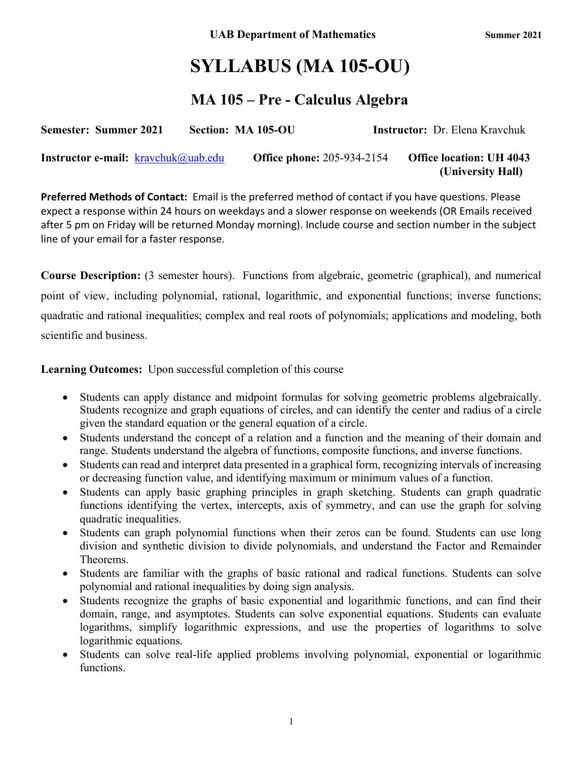**UAB Department of Mathematics** **Summer 2021**

# SYLLABUS (MA 105-OU)

## MA 105 – Pre - Calculus Algebra

**Semester: Summer 2021** **Section: MA 105-OU** **Instructor:** Dr. Elena Kravchuk

**Instructor e-mail:** kravchuk@uab.edu **Office phone:** 205-934-2154 **Office location: UH 4043 (University Hall)**

**Preferred Methods of Contact:** Email is the preferred method of contact if you have questions. Please expect a response within 24 hours on weekdays and a slower response on weekends (OR Emails received after 5 pm on Friday will be returned Monday morning). Include course and section number in the subject line of your email for a faster response.

**Course Description:** (3 semester hours). Functions from algebraic, geometric (graphical), and numerical point of view, including polynomial, rational, logarithmic, and exponential functions; inverse functions; quadratic and rational inequalities; complex and real roots of polynomials; applications and modeling, both scientific and business.

**Learning Outcomes:** Upon successful completion of this course

- Students can apply distance and midpoint formulas for solving geometric problems algebraically. Students recognize and graph equations of circles, and can identify the center and radius of a circle given the standard equation or the general equation of a circle.
- Students understand the concept of a relation and a function and the meaning of their domain and range. Students understand the algebra of functions, composite functions, and inverse functions.
- Students can read and interpret data presented in a graphical form, recognizing intervals of increasing or decreasing function value, and identifying maximum or minimum values of a function.
- Students can apply basic graphing principles in graph sketching. Students can graph quadratic functions identifying the vertex, intercepts, axis of symmetry, and can use the graph for solving quadratic inequalities.
- Students can graph polynomial functions when their zeros can be found. Students can use long division and synthetic division to divide polynomials, and understand the Factor and Remainder Theorems.
- Students are familiar with the graphs of basic rational and radical functions. Students can solve polynomial and rational inequalities by doing sign analysis.
- Students recognize the graphs of basic exponential and logarithmic functions, and can find their domain, range, and asymptotes. Students can solve exponential equations. Students can evaluate logarithms, simplify logarithmic expressions, and use the properties of logarithms to solve logarithmic equations.
- Students can solve real-life applied problems involving polynomial, exponential or logarithmic functions.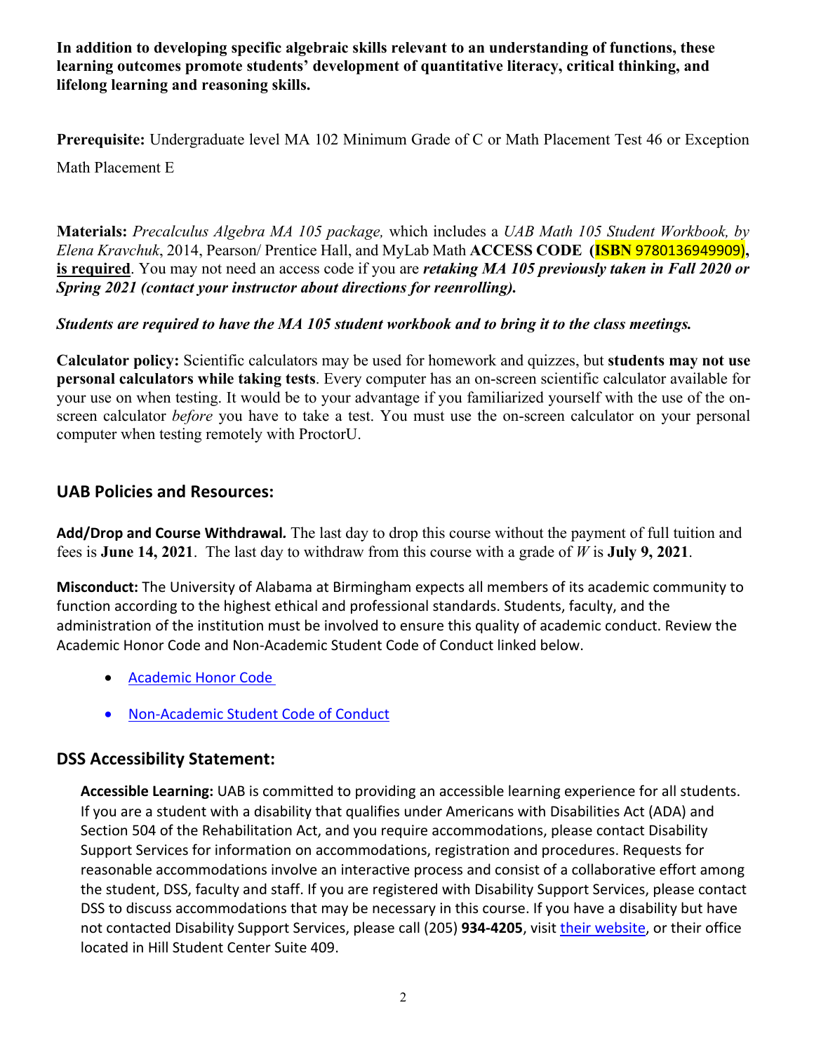**In addition to developing specific algebraic skills relevant to an understanding of functions, these learning outcomes promote students' development of quantitative literacy, critical thinking, and lifelong learning and reasoning skills.**

**Prerequisite:** Undergraduate level MA 102 Minimum Grade of C or Math Placement Test 46 or Exception Math Placement E

**Materials:** *Precalculus Algebra MA 105 package,* which includes a *UAB Math 105 Student Workbook, by Elena Kravchuk*, 2014, Pearson/ Prentice Hall, and MyLab Math **ACCESS CODE (ISBN** 9780136949909**), is required**. You may not need an access code if you are ***retaking MA 105 previously taken in Fall 2020 or Spring 2021 (contact your instructor about directions for reenrolling).***

***Students are required to have the MA 105 student workbook and to bring it to the class meetings.***

**Calculator policy:** Scientific calculators may be used for homework and quizzes, but **students may not use personal calculators while taking tests**. Every computer has an on-screen scientific calculator available for your use on when testing. It would be to your advantage if you familiarized yourself with the use of the on-screen calculator *before* you have to take a test. You must use the on-screen calculator on your personal computer when testing remotely with ProctorU.

## UAB Policies and Resources:

**Add/Drop and Course Withdrawal.** The last day to drop this course without the payment of full tuition and fees is **June 14, 2021**. The last day to withdraw from this course with a grade of *W* is **July 9, 2021**.

**Misconduct:** The University of Alabama at Birmingham expects all members of its academic community to function according to the highest ethical and professional standards. Students, faculty, and the administration of the institution must be involved to ensure this quality of academic conduct. Review the Academic Honor Code and Non-Academic Student Code of Conduct linked below.

- Academic Honor Code
- Non-Academic Student Code of Conduct

## DSS Accessibility Statement:

**Accessible Learning:** UAB is committed to providing an accessible learning experience for all students. If you are a student with a disability that qualifies under Americans with Disabilities Act (ADA) and Section 504 of the Rehabilitation Act, and you require accommodations, please contact Disability Support Services for information on accommodations, registration and procedures. Requests for reasonable accommodations involve an interactive process and consist of a collaborative effort among the student, DSS, faculty and staff. If you are registered with Disability Support Services, please contact DSS to discuss accommodations that may be necessary in this course. If you have a disability but have not contacted Disability Support Services, please call (205) **934-4205**, visit their website, or their office located in Hill Student Center Suite 409.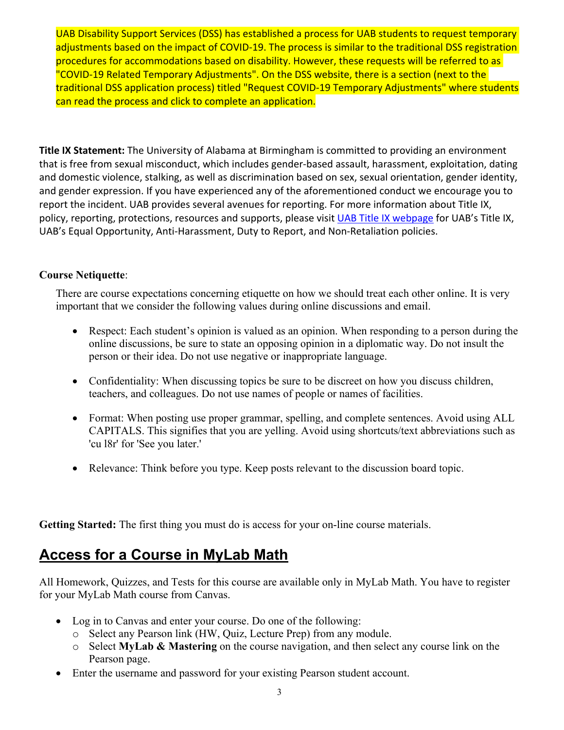UAB Disability Support Services (DSS) has established a process for UAB students to request temporary adjustments based on the impact of COVID-19. The process is similar to the traditional DSS registration procedures for accommodations based on disability. However, these requests will be referred to as "COVID-19 Related Temporary Adjustments". On the DSS website, there is a section (next to the traditional DSS application process) titled "Request COVID-19 Temporary Adjustments" where students can read the process and click to complete an application.

**Title IX Statement:** The University of Alabama at Birmingham is committed to providing an environment that is free from sexual misconduct, which includes gender-based assault, harassment, exploitation, dating and domestic violence, stalking, as well as discrimination based on sex, sexual orientation, gender identity, and gender expression. If you have experienced any of the aforementioned conduct we encourage you to report the incident. UAB provides several avenues for reporting. For more information about Title IX, policy, reporting, protections, resources and supports, please visit UAB Title IX webpage for UAB's Title IX, UAB's Equal Opportunity, Anti-Harassment, Duty to Report, and Non-Retaliation policies.

**Course Netiquette**:

There are course expectations concerning etiquette on how we should treat each other online. It is very important that we consider the following values during online discussions and email.

- Respect: Each student's opinion is valued as an opinion. When responding to a person during the online discussions, be sure to state an opposing opinion in a diplomatic way. Do not insult the person or their idea. Do not use negative or inappropriate language.
- Confidentiality: When discussing topics be sure to be discreet on how you discuss children, teachers, and colleagues. Do not use names of people or names of facilities.
- Format: When posting use proper grammar, spelling, and complete sentences. Avoid using ALL CAPITALS. This signifies that you are yelling. Avoid using shortcuts/text abbreviations such as 'cu l8r' for 'See you later.'
- Relevance: Think before you type. Keep posts relevant to the discussion board topic.

**Getting Started:** The first thing you must do is access for your on-line course materials.

## Access for a Course in MyLab Math

All Homework, Quizzes, and Tests for this course are available only in MyLab Math. You have to register for your MyLab Math course from Canvas.

- Log in to Canvas and enter your course. Do one of the following:
  - Select any Pearson link (HW, Quiz, Lecture Prep) from any module.
  - Select **MyLab & Mastering** on the course navigation, and then select any course link on the Pearson page.
- Enter the username and password for your existing Pearson student account.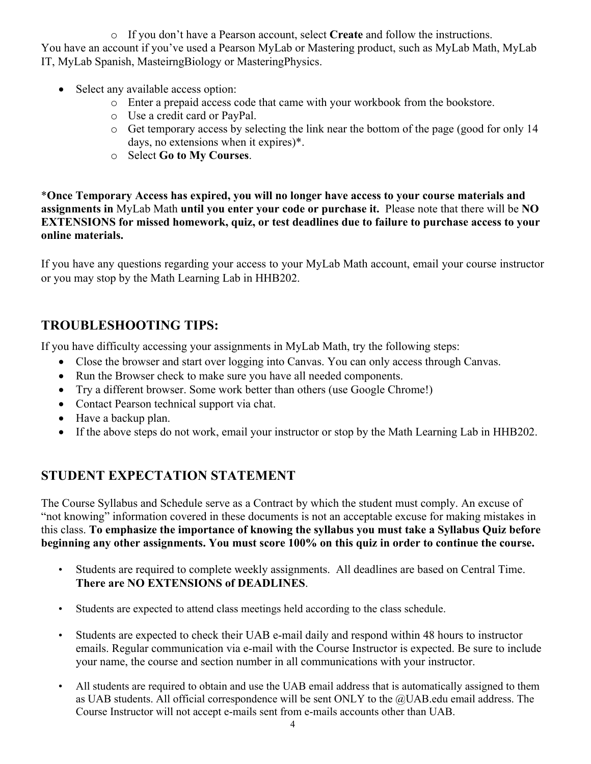- If you don't have a Pearson account, select **Create** and follow the instructions.

You have an account if you've used a Pearson MyLab or Mastering product, such as MyLab Math, MyLab IT, MyLab Spanish, MasteirngBiology or MasteringPhysics.

- Select any available access option:
   - Enter a prepaid access code that came with your workbook from the bookstore.
   - Use a credit card or PayPal.
   - Get temporary access by selecting the link near the bottom of the page (good for only 14 days, no extensions when it expires)*.
   - Select **Go to My Courses**.

***Once Temporary Access has expired, you will no longer have access to your course materials and assignments in** MyLab Math **until you enter your code or purchase it.** Please note that there will be **NO EXTENSIONS for missed homework, quiz, or test deadlines due to failure to purchase access to your online materials.**

If you have any questions regarding your access to your MyLab Math account, email your course instructor or you may stop by the Math Learning Lab in HHB202.

## TROUBLESHOOTING TIPS:

If you have difficulty accessing your assignments in MyLab Math, try the following steps:

- Close the browser and start over logging into Canvas. You can only access through Canvas.
- Run the Browser check to make sure you have all needed components.
- Try a different browser. Some work better than others (use Google Chrome!)
- Contact Pearson technical support via chat.
- Have a backup plan.
- If the above steps do not work, email your instructor or stop by the Math Learning Lab in HHB202.

## STUDENT EXPECTATION STATEMENT

The Course Syllabus and Schedule serve as a Contract by which the student must comply. An excuse of "not knowing" information covered in these documents is not an acceptable excuse for making mistakes in this class. **To emphasize the importance of knowing the syllabus you must take a Syllabus Quiz before beginning any other assignments. You must score 100% on this quiz in order to continue the course.**

- Students are required to complete weekly assignments. All deadlines are based on Central Time. **There are NO EXTENSIONS of DEADLINES**.
- Students are expected to attend class meetings held according to the class schedule.
- Students are expected to check their UAB e-mail daily and respond within 48 hours to instructor emails. Regular communication via e-mail with the Course Instructor is expected. Be sure to include your name, the course and section number in all communications with your instructor.
- All students are required to obtain and use the UAB email address that is automatically assigned to them as UAB students. All official correspondence will be sent ONLY to the @UAB.edu email address. The Course Instructor will not accept e-mails sent from e-mails accounts other than UAB.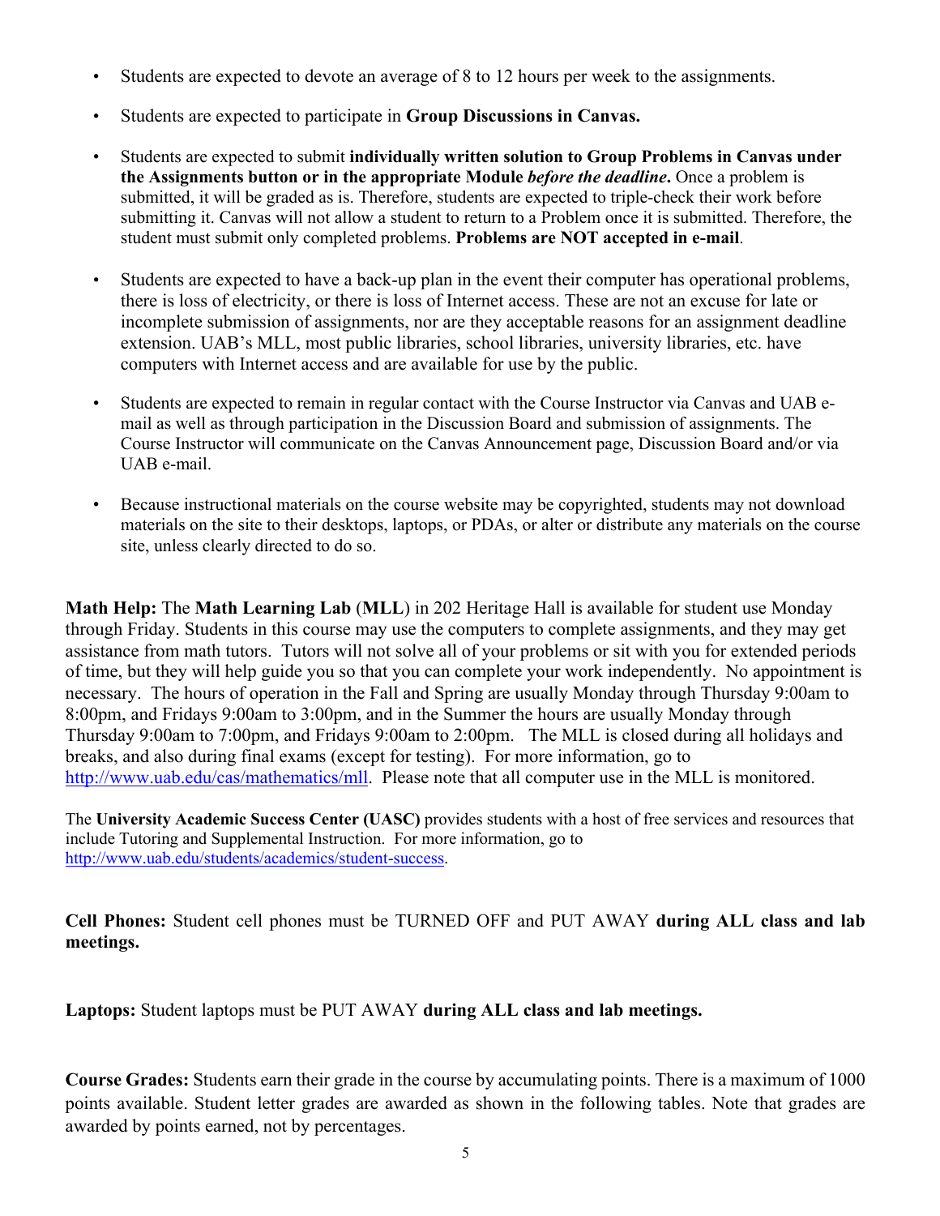- Students are expected to devote an average of 8 to 12 hours per week to the assignments.
- Students are expected to participate in **Group Discussions in Canvas.**
- Students are expected to submit **individually written solution to Group Problems in Canvas under the Assignments button or in the appropriate Module *before the deadline*.** Once a problem is submitted, it will be graded as is. Therefore, students are expected to triple-check their work before submitting it. Canvas will not allow a student to return to a Problem once it is submitted. Therefore, the student must submit only completed problems. **Problems are NOT accepted in e-mail**.
- Students are expected to have a back-up plan in the event their computer has operational problems, there is loss of electricity, or there is loss of Internet access. These are not an excuse for late or incomplete submission of assignments, nor are they acceptable reasons for an assignment deadline extension. UAB's MLL, most public libraries, school libraries, university libraries, etc. have computers with Internet access and are available for use by the public.
- Students are expected to remain in regular contact with the Course Instructor via Canvas and UAB e-mail as well as through participation in the Discussion Board and submission of assignments. The Course Instructor will communicate on the Canvas Announcement page, Discussion Board and/or via UAB e-mail.
- Because instructional materials on the course website may be copyrighted, students may not download materials on the site to their desktops, laptops, or PDAs, or alter or distribute any materials on the course site, unless clearly directed to do so.

**Math Help:** The **Math Learning Lab** (**MLL**) in 202 Heritage Hall is available for student use Monday through Friday. Students in this course may use the computers to complete assignments, and they may get assistance from math tutors. Tutors will not solve all of your problems or sit with you for extended periods of time, but they will help guide you so that you can complete your work independently. No appointment is necessary. The hours of operation in the Fall and Spring are usually Monday through Thursday 9:00am to 8:00pm, and Fridays 9:00am to 3:00pm, and in the Summer the hours are usually Monday through Thursday 9:00am to 7:00pm, and Fridays 9:00am to 2:00pm. The MLL is closed during all holidays and breaks, and also during final exams (except for testing). For more information, go to http://www.uab.edu/cas/mathematics/mll. Please note that all computer use in the MLL is monitored.

The **University Academic Success Center (UASC)** provides students with a host of free services and resources that include Tutoring and Supplemental Instruction. For more information, go to http://www.uab.edu/students/academics/student-success.

**Cell Phones:** Student cell phones must be TURNED OFF and PUT AWAY **during ALL class and lab meetings.**

**Laptops:** Student laptops must be PUT AWAY **during ALL class and lab meetings.**

**Course Grades:** Students earn their grade in the course by accumulating points. There is a maximum of 1000 points available. Student letter grades are awarded as shown in the following tables. Note that grades are awarded by points earned, not by percentages.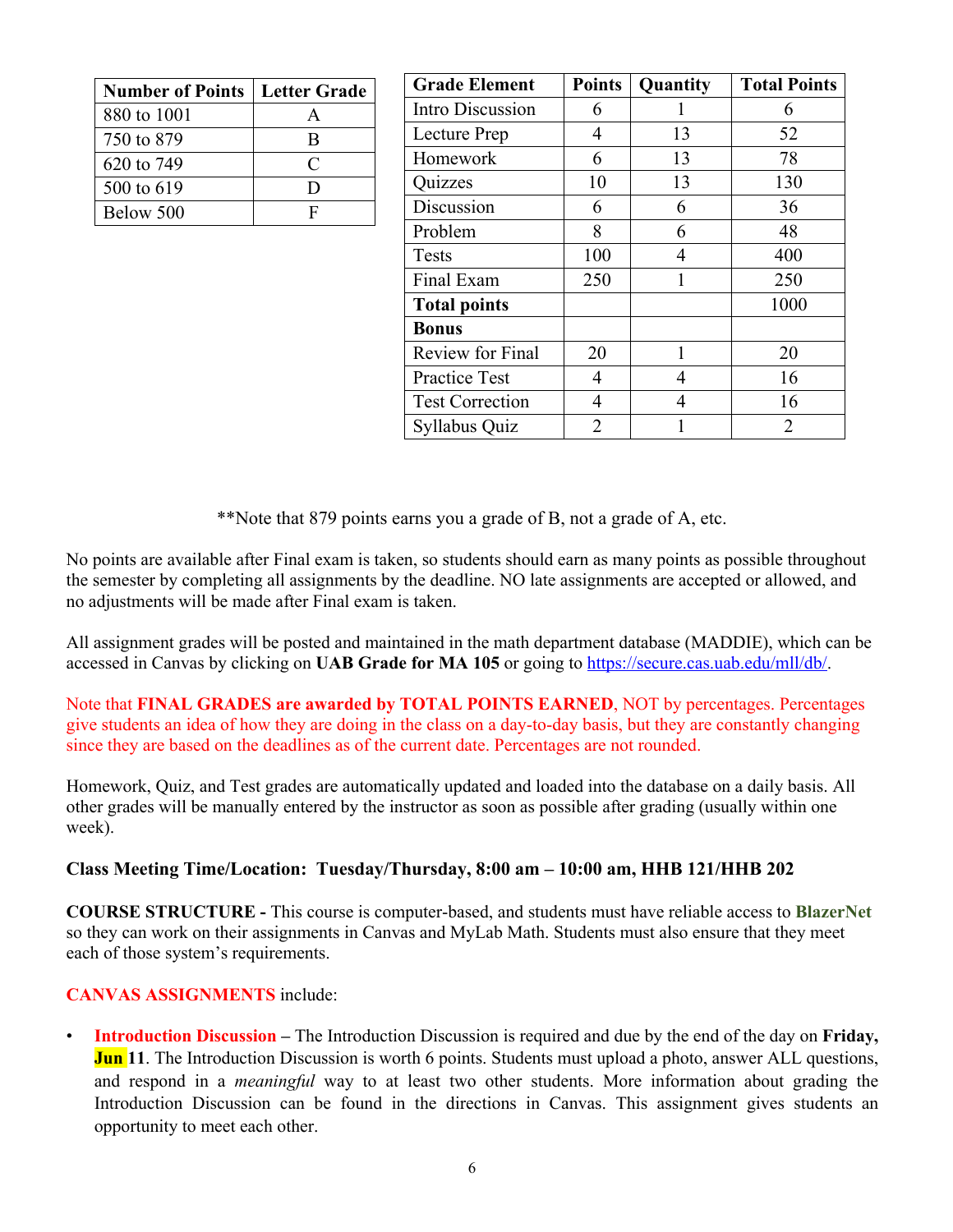| Number of Points | Letter Grade |
|---|---|
| 880 to 1001 | A |
| 750 to 879 | B |
| 620 to 749 | C |
| 500 to 619 | D |
| Below 500 | F |

| Grade Element | Points | Quantity | Total Points |
|---|---|---|---|
| Intro Discussion | 6 | 1 | 6 |
| Lecture Prep | 4 | 13 | 52 |
| Homework | 6 | 13 | 78 |
| Quizzes | 10 | 13 | 130 |
| Discussion | 6 | 6 | 36 |
| Problem | 8 | 6 | 48 |
| Tests | 100 | 4 | 400 |
| Final Exam | 250 | 1 | 250 |
| **Total points** | | | 1000 |
| **Bonus** | | | |
| Review for Final | 20 | 1 | 20 |
| Practice Test | 4 | 4 | 16 |
| Test Correction | 4 | 4 | 16 |
| Syllabus Quiz | 2 | 1 | 2 |

**Note that 879 points earns you a grade of B, not a grade of A, etc.

No points are available after Final exam is taken, so students should earn as many points as possible throughout the semester by completing all assignments by the deadline. NO late assignments are accepted or allowed, and no adjustments will be made after Final exam is taken.

All assignment grades will be posted and maintained in the math department database (MADDIE), which can be accessed in Canvas by clicking on **UAB Grade for MA 105** or going to https://secure.cas.uab.edu/mll/db/.

Note that **FINAL GRADES are awarded by TOTAL POINTS EARNED**, NOT by percentages. Percentages give students an idea of how they are doing in the class on a day-to-day basis, but they are constantly changing since they are based on the deadlines as of the current date. Percentages are not rounded.

Homework, Quiz, and Test grades are automatically updated and loaded into the database on a daily basis. All other grades will be manually entered by the instructor as soon as possible after grading (usually within one week).

**Class Meeting Time/Location: Tuesday/Thursday, 8:00 am – 10:00 am, HHB 121/HHB 202**

**COURSE STRUCTURE -** This course is computer-based, and students must have reliable access to **BlazerNet** so they can work on their assignments in Canvas and MyLab Math. Students must also ensure that they meet each of those system's requirements.

**CANVAS ASSIGNMENTS** include:

- **Introduction Discussion –** The Introduction Discussion is required and due by the end of the day on **Friday, Jun 11**. The Introduction Discussion is worth 6 points. Students must upload a photo, answer ALL questions, and respond in a *meaningful* way to at least two other students. More information about grading the Introduction Discussion can be found in the directions in Canvas. This assignment gives students an opportunity to meet each other.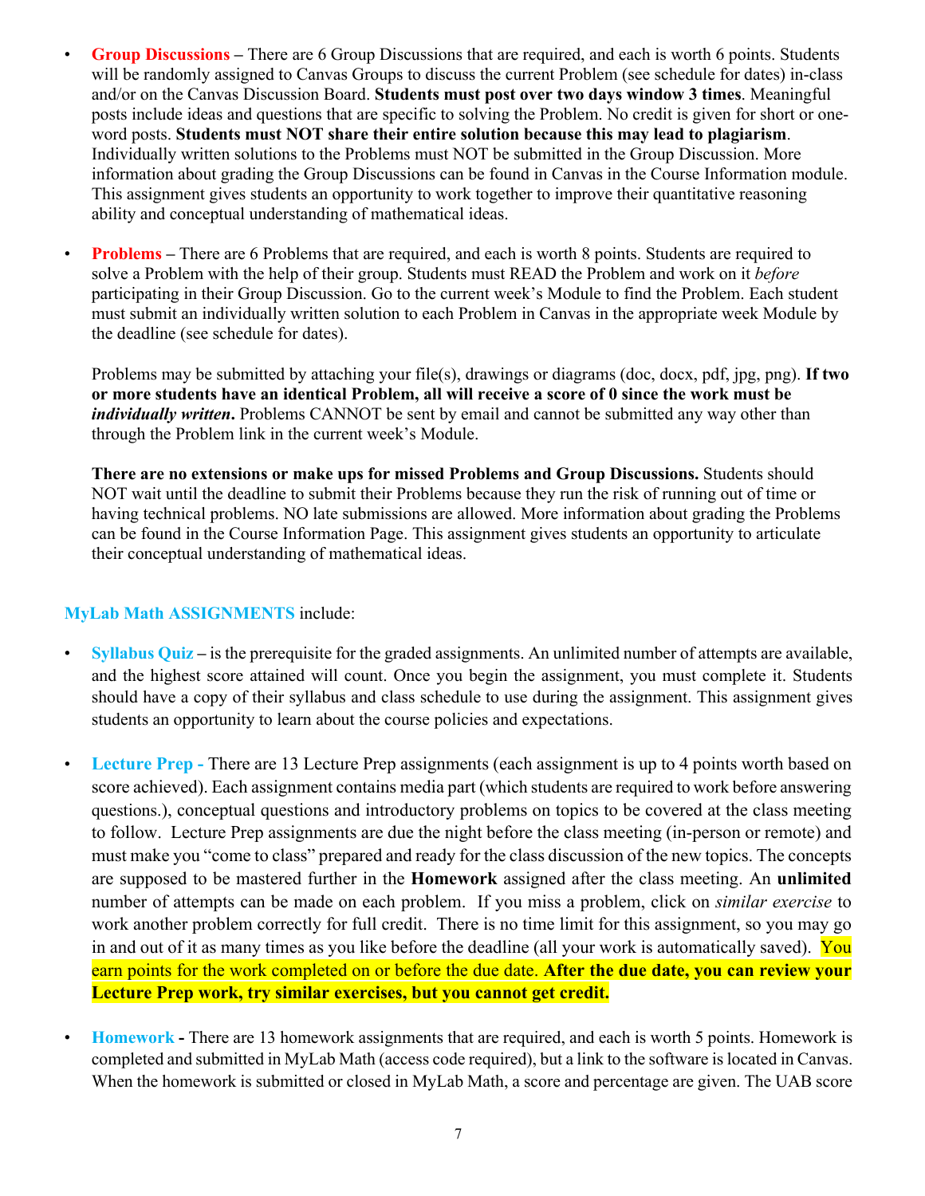- **Group Discussions** – There are 6 Group Discussions that are required, and each is worth 6 points. Students will be randomly assigned to Canvas Groups to discuss the current Problem (see schedule for dates) in-class and/or on the Canvas Discussion Board. **Students must post over two days window 3 times**. Meaningful posts include ideas and questions that are specific to solving the Problem. No credit is given for short or one-word posts. **Students must NOT share their entire solution because this may lead to plagiarism**. Individually written solutions to the Problems must NOT be submitted in the Group Discussion. More information about grading the Group Discussions can be found in Canvas in the Course Information module. This assignment gives students an opportunity to work together to improve their quantitative reasoning ability and conceptual understanding of mathematical ideas.

- **Problems** – There are 6 Problems that are required, and each is worth 8 points. Students are required to solve a Problem with the help of their group. Students must READ the Problem and work on it *before* participating in their Group Discussion. Go to the current week's Module to find the Problem. Each student must submit an individually written solution to each Problem in Canvas in the appropriate week Module by the deadline (see schedule for dates).

  Problems may be submitted by attaching your file(s), drawings or diagrams (doc, docx, pdf, jpg, png). **If two or more students have an identical Problem, all will receive a score of 0 since the work must be *individually written*.** Problems CANNOT be sent by email and cannot be submitted any way other than through the Problem link in the current week's Module.

  **There are no extensions or make ups for missed Problems and Group Discussions.** Students should NOT wait until the deadline to submit their Problems because they run the risk of running out of time or having technical problems. NO late submissions are allowed. More information about grading the Problems can be found in the Course Information Page. This assignment gives students an opportunity to articulate their conceptual understanding of mathematical ideas.

**MyLab Math ASSIGNMENTS** include:

- **Syllabus Quiz** – is the prerequisite for the graded assignments. An unlimited number of attempts are available, and the highest score attained will count. Once you begin the assignment, you must complete it. Students should have a copy of their syllabus and class schedule to use during the assignment. This assignment gives students an opportunity to learn about the course policies and expectations.

- **Lecture Prep -** There are 13 Lecture Prep assignments (each assignment is up to 4 points worth based on score achieved). Each assignment contains media part (which students are required to work before answering questions.), conceptual questions and introductory problems on topics to be covered at the class meeting to follow. Lecture Prep assignments are due the night before the class meeting (in-person or remote) and must make you "come to class" prepared and ready for the class discussion of the new topics. The concepts are supposed to be mastered further in the **Homework** assigned after the class meeting. An **unlimited** number of attempts can be made on each problem. If you miss a problem, click on *similar exercise* to work another problem correctly for full credit. There is no time limit for this assignment, so you may go in and out of it as many times as you like before the deadline (all your work is automatically saved). You earn points for the work completed on or before the due date. **After the due date, you can review your Lecture Prep work, try similar exercises, but you cannot get credit.**

- **Homework -** There are 13 homework assignments that are required, and each is worth 5 points. Homework is completed and submitted in MyLab Math (access code required), but a link to the software is located in Canvas. When the homework is submitted or closed in MyLab Math, a score and percentage are given. The UAB score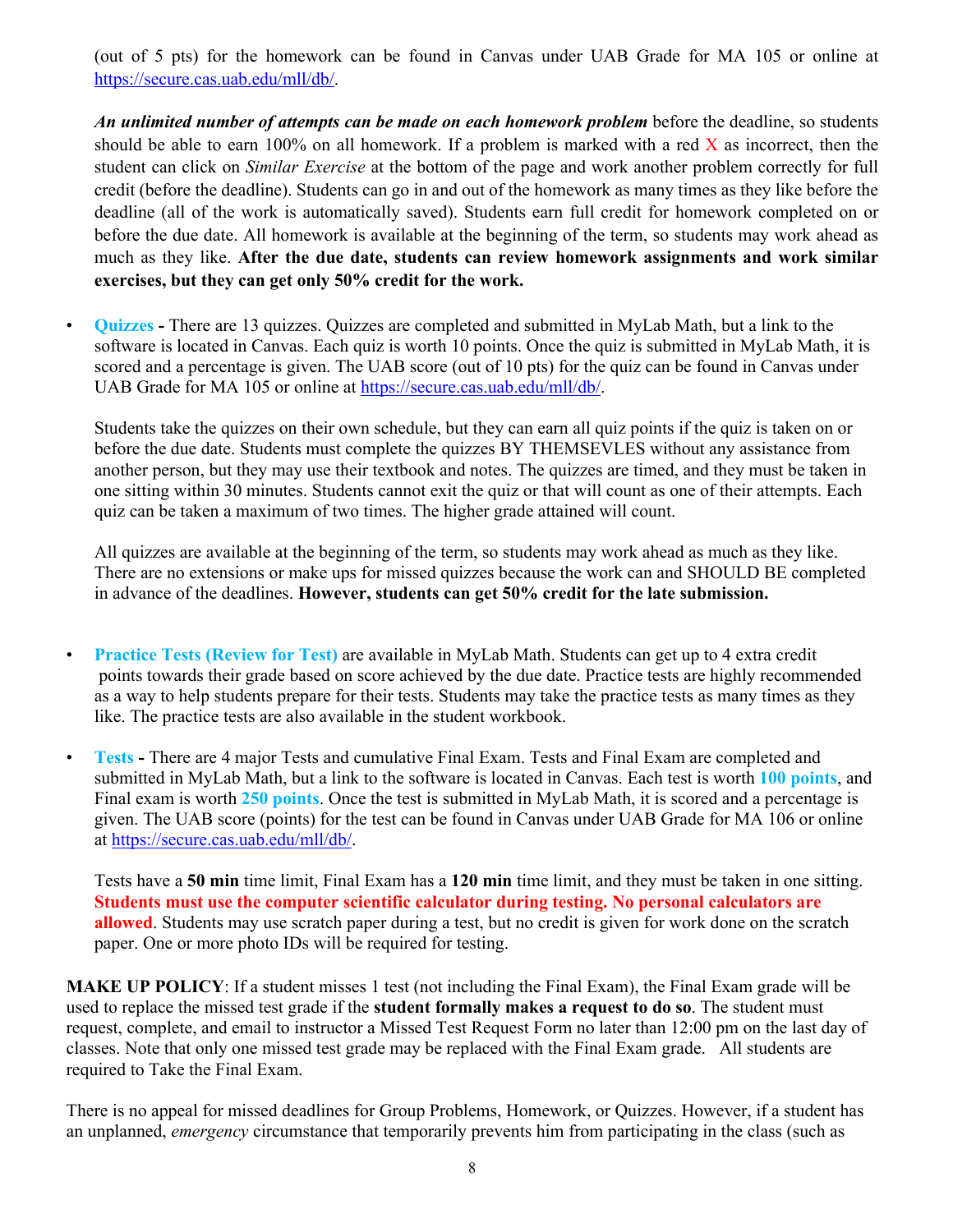(out of 5 pts) for the homework can be found in Canvas under UAB Grade for MA 105 or online at https://secure.cas.uab.edu/mll/db/.

***An unlimited number of attempts can be made on each homework problem*** before the deadline, so students should be able to earn 100% on all homework. If a problem is marked with a red X as incorrect, then the student can click on *Similar Exercise* at the bottom of the page and work another problem correctly for full credit (before the deadline). Students can go in and out of the homework as many times as they like before the deadline (all of the work is automatically saved). Students earn full credit for homework completed on or before the due date. All homework is available at the beginning of the term, so students may work ahead as much as they like. **After the due date, students can review homework assignments and work similar exercises, but they can get only 50% credit for the work.**

- **Quizzes -** There are 13 quizzes. Quizzes are completed and submitted in MyLab Math, but a link to the software is located in Canvas. Each quiz is worth 10 points. Once the quiz is submitted in MyLab Math, it is scored and a percentage is given. The UAB score (out of 10 pts) for the quiz can be found in Canvas under UAB Grade for MA 105 or online at https://secure.cas.uab.edu/mll/db/.

  Students take the quizzes on their own schedule, but they can earn all quiz points if the quiz is taken on or before the due date. Students must complete the quizzes BY THEMSEVLES without any assistance from another person, but they may use their textbook and notes. The quizzes are timed, and they must be taken in one sitting within 30 minutes. Students cannot exit the quiz or that will count as one of their attempts. Each quiz can be taken a maximum of two times. The higher grade attained will count.

  All quizzes are available at the beginning of the term, so students may work ahead as much as they like. There are no extensions or make ups for missed quizzes because the work can and SHOULD BE completed in advance of the deadlines. **However, students can get 50% credit for the late submission.**

- **Practice Tests (Review for Test)** are available in MyLab Math. Students can get up to 4 extra credit points towards their grade based on score achieved by the due date. Practice tests are highly recommended as a way to help students prepare for their tests. Students may take the practice tests as many times as they like. The practice tests are also available in the student workbook.

- **Tests -** There are 4 major Tests and cumulative Final Exam. Tests and Final Exam are completed and submitted in MyLab Math, but a link to the software is located in Canvas. Each test is worth **100 points**, and Final exam is worth **250 points**. Once the test is submitted in MyLab Math, it is scored and a percentage is given. The UAB score (points) for the test can be found in Canvas under UAB Grade for MA 106 or online at https://secure.cas.uab.edu/mll/db/.

  Tests have a **50 min** time limit, Final Exam has a **120 min** time limit, and they must be taken in one sitting. **Students must use the computer scientific calculator during testing. No personal calculators are allowed**. Students may use scratch paper during a test, but no credit is given for work done on the scratch paper. One or more photo IDs will be required for testing.

**MAKE UP POLICY**: If a student misses 1 test (not including the Final Exam), the Final Exam grade will be used to replace the missed test grade if the **student formally makes a request to do so**. The student must request, complete, and email to instructor a Missed Test Request Form no later than 12:00 pm on the last day of classes. Note that only one missed test grade may be replaced with the Final Exam grade. All students are required to Take the Final Exam.

There is no appeal for missed deadlines for Group Problems, Homework, or Quizzes. However, if a student has an unplanned, *emergency* circumstance that temporarily prevents him from participating in the class (such as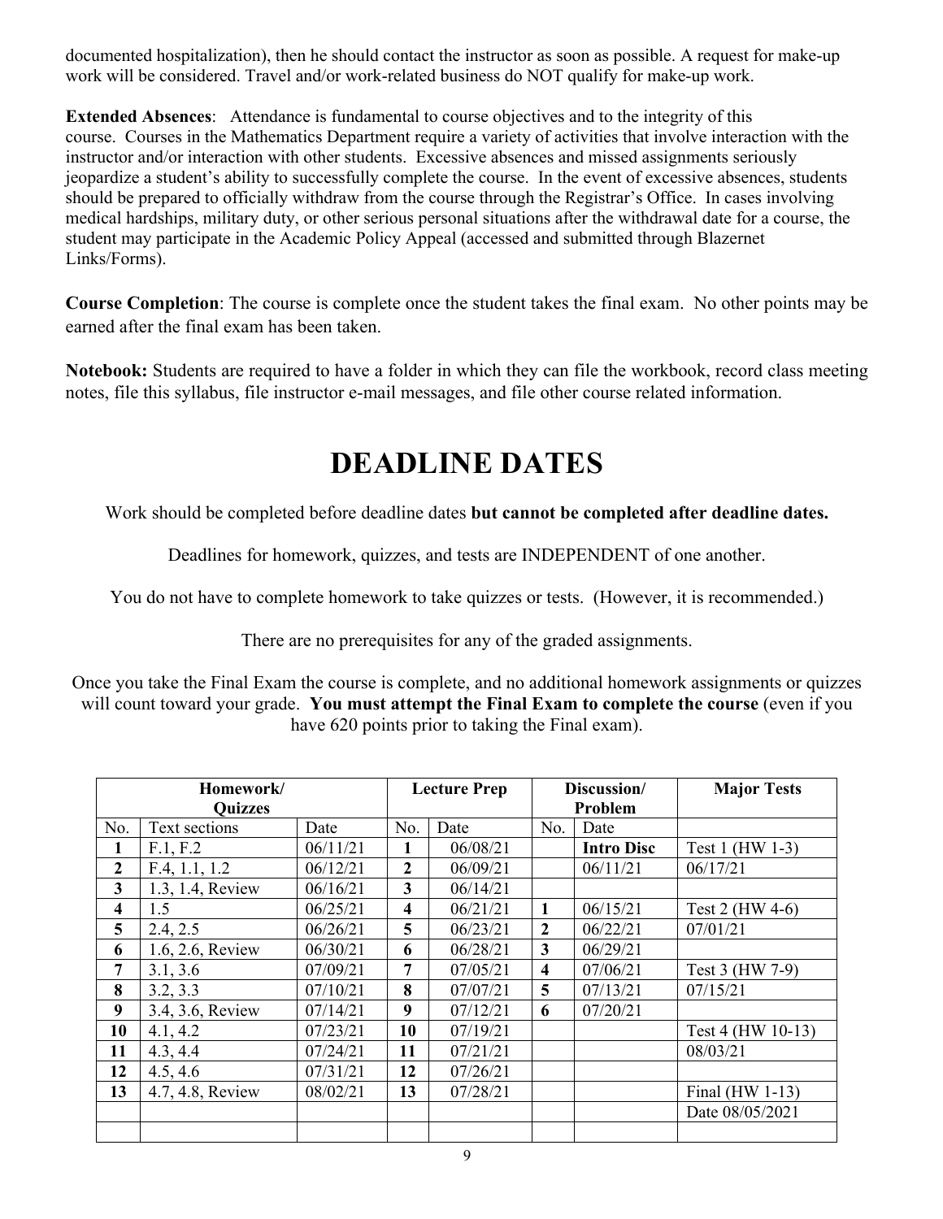documented hospitalization), then he should contact the instructor as soon as possible. A request for make-up work will be considered. Travel and/or work-related business do NOT qualify for make-up work.

**Extended Absences**: Attendance is fundamental to course objectives and to the integrity of this course. Courses in the Mathematics Department require a variety of activities that involve interaction with the instructor and/or interaction with other students. Excessive absences and missed assignments seriously jeopardize a student's ability to successfully complete the course. In the event of excessive absences, students should be prepared to officially withdraw from the course through the Registrar's Office. In cases involving medical hardships, military duty, or other serious personal situations after the withdrawal date for a course, the student may participate in the Academic Policy Appeal (accessed and submitted through Blazernet Links/Forms).

**Course Completion**: The course is complete once the student takes the final exam. No other points may be earned after the final exam has been taken.

**Notebook:** Students are required to have a folder in which they can file the workbook, record class meeting notes, file this syllabus, file instructor e-mail messages, and file other course related information.

# DEADLINE DATES

Work should be completed before deadline dates **but cannot be completed after deadline dates.**

Deadlines for homework, quizzes, and tests are INDEPENDENT of one another.

You do not have to complete homework to take quizzes or tests. (However, it is recommended.)

There are no prerequisites for any of the graded assignments.

Once you take the Final Exam the course is complete, and no additional homework assignments or quizzes will count toward your grade. **You must attempt the Final Exam to complete the course** (even if you have 620 points prior to taking the Final exam).

| **Homework/ Quizzes** | | | **Lecture Prep** | | **Discussion/ Problem** | | **Major Tests** |
|---|---|---|---|---|---|---|---|
| No. | Text sections | Date | No. | Date | No. | Date | |
| **1** | F.1, F.2 | 06/11/21 | **1** | 06/08/21 | | **Intro Disc** | Test 1 (HW 1-3) |
| **2** | F.4, 1.1, 1.2 | 06/12/21 | **2** | 06/09/21 | | 06/11/21 | 06/17/21 |
| **3** | 1.3, 1.4, Review | 06/16/21 | **3** | 06/14/21 | | | |
| **4** | 1.5 | 06/25/21 | **4** | 06/21/21 | **1** | 06/15/21 | Test 2 (HW 4-6) |
| **5** | 2.4, 2.5 | 06/26/21 | **5** | 06/23/21 | **2** | 06/22/21 | 07/01/21 |
| **6** | 1.6, 2.6, Review | 06/30/21 | **6** | 06/28/21 | **3** | 06/29/21 | |
| **7** | 3.1, 3.6 | 07/09/21 | **7** | 07/05/21 | **4** | 07/06/21 | Test 3 (HW 7-9) |
| **8** | 3.2, 3.3 | 07/10/21 | **8** | 07/07/21 | **5** | 07/13/21 | 07/15/21 |
| **9** | 3.4, 3.6, Review | 07/14/21 | **9** | 07/12/21 | **6** | 07/20/21 | |
| **10** | 4.1, 4.2 | 07/23/21 | **10** | 07/19/21 | | | Test 4 (HW 10-13) |
| **11** | 4.3, 4.4 | 07/24/21 | **11** | 07/21/21 | | | 08/03/21 |
| **12** | 4.5, 4.6 | 07/31/21 | **12** | 07/26/21 | | | |
| **13** | 4.7, 4.8, Review | 08/02/21 | **13** | 07/28/21 | | | Final (HW 1-13) |
| | | | | | | | Date 08/05/2021 |
| | | | | | | | |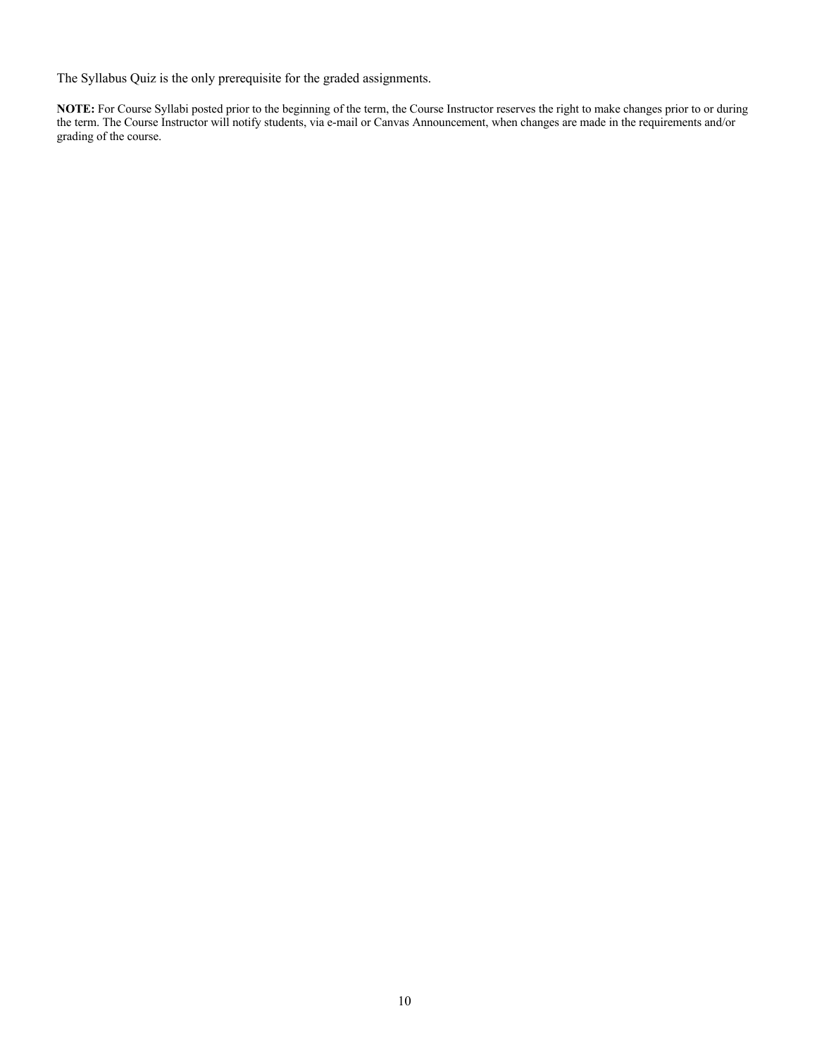The Syllabus Quiz is the only prerequisite for the graded assignments.

**NOTE:** For Course Syllabi posted prior to the beginning of the term, the Course Instructor reserves the right to make changes prior to or during the term. The Course Instructor will notify students, via e-mail or Canvas Announcement, when changes are made in the requirements and/or grading of the course.